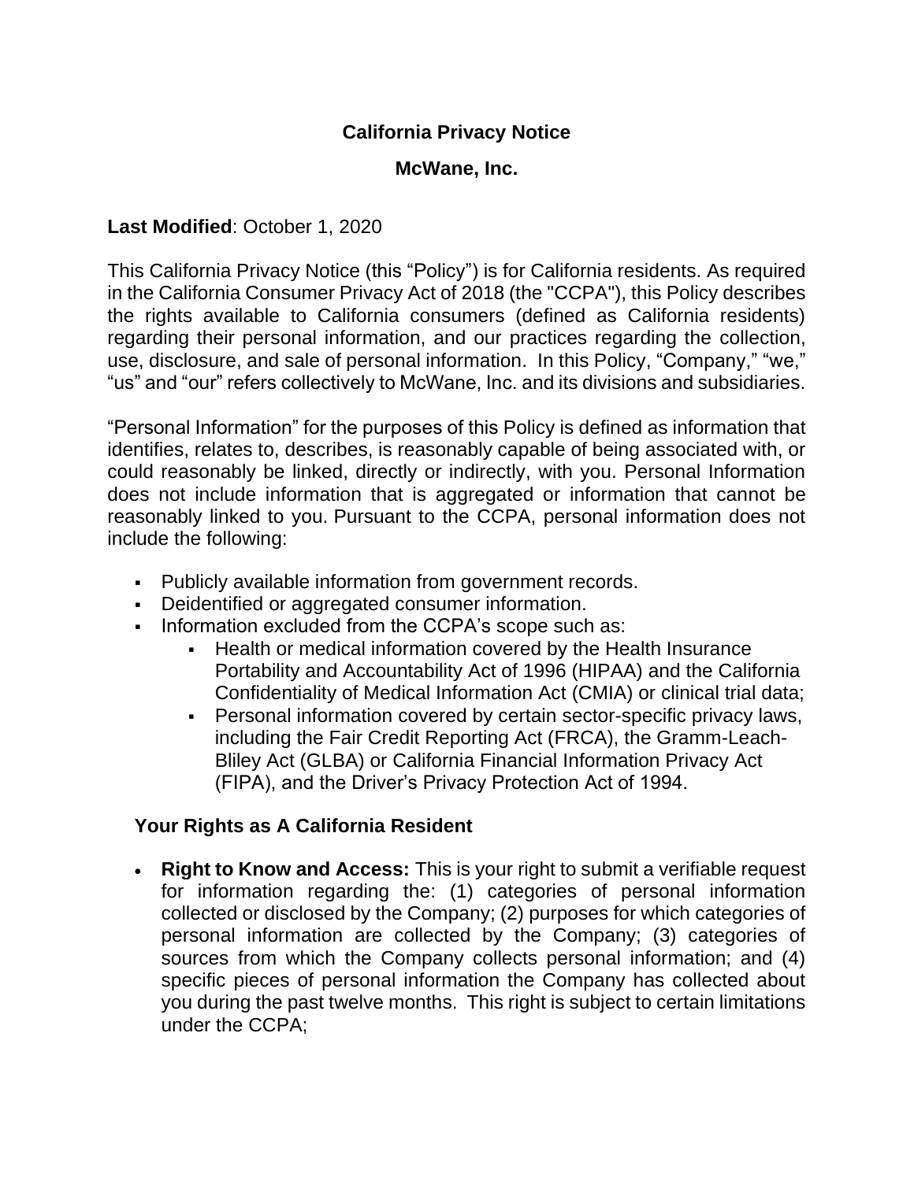# California Privacy Notice

## McWane, Inc.

**Last Modified**: October 1, 2020

This California Privacy Notice (this "Policy") is for California residents. As required in the California Consumer Privacy Act of 2018 (the "CCPA"), this Policy describes the rights available to California consumers (defined as California residents) regarding their personal information, and our practices regarding the collection, use, disclosure, and sale of personal information. In this Policy, "Company," "we," "us" and "our" refers collectively to McWane, Inc. and its divisions and subsidiaries.

"Personal Information" for the purposes of this Policy is defined as information that identifies, relates to, describes, is reasonably capable of being associated with, or could reasonably be linked, directly or indirectly, with you. Personal Information does not include information that is aggregated or information that cannot be reasonably linked to you. Pursuant to the CCPA, personal information does not include the following:

- Publicly available information from government records.
- Deidentified or aggregated consumer information.
- Information excluded from the CCPA's scope such as:
  - Health or medical information covered by the Health Insurance Portability and Accountability Act of 1996 (HIPAA) and the California Confidentiality of Medical Information Act (CMIA) or clinical trial data;
  - Personal information covered by certain sector-specific privacy laws, including the Fair Credit Reporting Act (FRCA), the Gramm-Leach-Bliley Act (GLBA) or California Financial Information Privacy Act (FIPA), and the Driver's Privacy Protection Act of 1994.

### Your Rights as A California Resident

- **Right to Know and Access:** This is your right to submit a verifiable request for information regarding the: (1) categories of personal information collected or disclosed by the Company; (2) purposes for which categories of personal information are collected by the Company; (3) categories of sources from which the Company collects personal information; and (4) specific pieces of personal information the Company has collected about you during the past twelve months. This right is subject to certain limitations under the CCPA;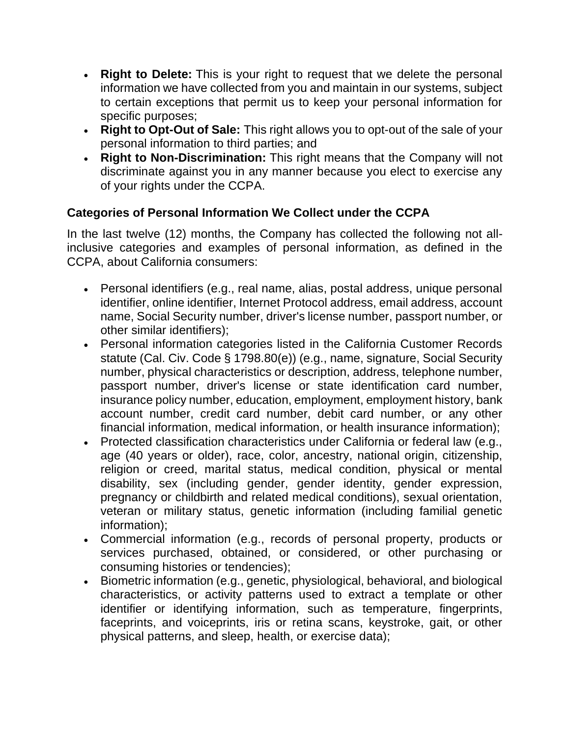- **Right to Delete:** This is your right to request that we delete the personal information we have collected from you and maintain in our systems, subject to certain exceptions that permit us to keep your personal information for specific purposes;
- **Right to Opt-Out of Sale:** This right allows you to opt-out of the sale of your personal information to third parties; and
- **Right to Non-Discrimination:** This right means that the Company will not discriminate against you in any manner because you elect to exercise any of your rights under the CCPA.

### Categories of Personal Information We Collect under the CCPA

In the last twelve (12) months, the Company has collected the following not all-inclusive categories and examples of personal information, as defined in the CCPA, about California consumers:

- Personal identifiers (e.g., real name, alias, postal address, unique personal identifier, online identifier, Internet Protocol address, email address, account name, Social Security number, driver's license number, passport number, or other similar identifiers);
- Personal information categories listed in the California Customer Records statute (Cal. Civ. Code § 1798.80(e)) (e.g., name, signature, Social Security number, physical characteristics or description, address, telephone number, passport number, driver's license or state identification card number, insurance policy number, education, employment, employment history, bank account number, credit card number, debit card number, or any other financial information, medical information, or health insurance information);
- Protected classification characteristics under California or federal law (e.g., age (40 years or older), race, color, ancestry, national origin, citizenship, religion or creed, marital status, medical condition, physical or mental disability, sex (including gender, gender identity, gender expression, pregnancy or childbirth and related medical conditions), sexual orientation, veteran or military status, genetic information (including familial genetic information);
- Commercial information (e.g., records of personal property, products or services purchased, obtained, or considered, or other purchasing or consuming histories or tendencies);
- Biometric information (e.g., genetic, physiological, behavioral, and biological characteristics, or activity patterns used to extract a template or other identifier or identifying information, such as temperature, fingerprints, faceprints, and voiceprints, iris or retina scans, keystroke, gait, or other physical patterns, and sleep, health, or exercise data);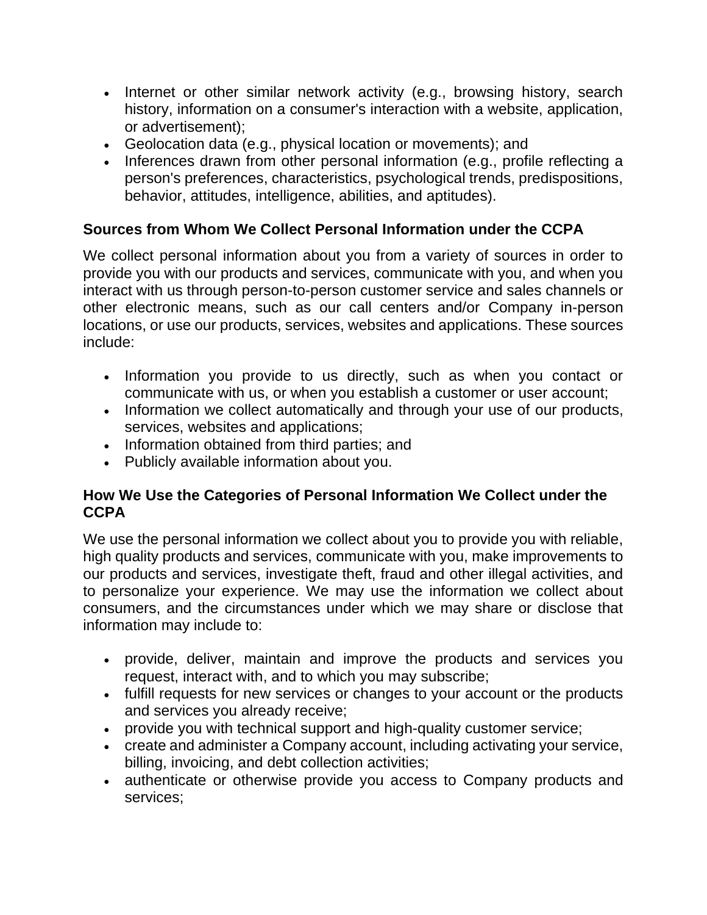- Internet or other similar network activity (e.g., browsing history, search history, information on a consumer's interaction with a website, application, or advertisement);
- Geolocation data (e.g., physical location or movements); and
- Inferences drawn from other personal information (e.g., profile reflecting a person's preferences, characteristics, psychological trends, predispositions, behavior, attitudes, intelligence, abilities, and aptitudes).

### Sources from Whom We Collect Personal Information under the CCPA

We collect personal information about you from a variety of sources in order to provide you with our products and services, communicate with you, and when you interact with us through person-to-person customer service and sales channels or other electronic means, such as our call centers and/or Company in-person locations, or use our products, services, websites and applications. These sources include:

- Information you provide to us directly, such as when you contact or communicate with us, or when you establish a customer or user account;
- Information we collect automatically and through your use of our products, services, websites and applications;
- Information obtained from third parties; and
- Publicly available information about you.

### How We Use the Categories of Personal Information We Collect under the CCPA

We use the personal information we collect about you to provide you with reliable, high quality products and services, communicate with you, make improvements to our products and services, investigate theft, fraud and other illegal activities, and to personalize your experience. We may use the information we collect about consumers, and the circumstances under which we may share or disclose that information may include to:

- provide, deliver, maintain and improve the products and services you request, interact with, and to which you may subscribe;
- fulfill requests for new services or changes to your account or the products and services you already receive;
- provide you with technical support and high-quality customer service;
- create and administer a Company account, including activating your service, billing, invoicing, and debt collection activities;
- authenticate or otherwise provide you access to Company products and services;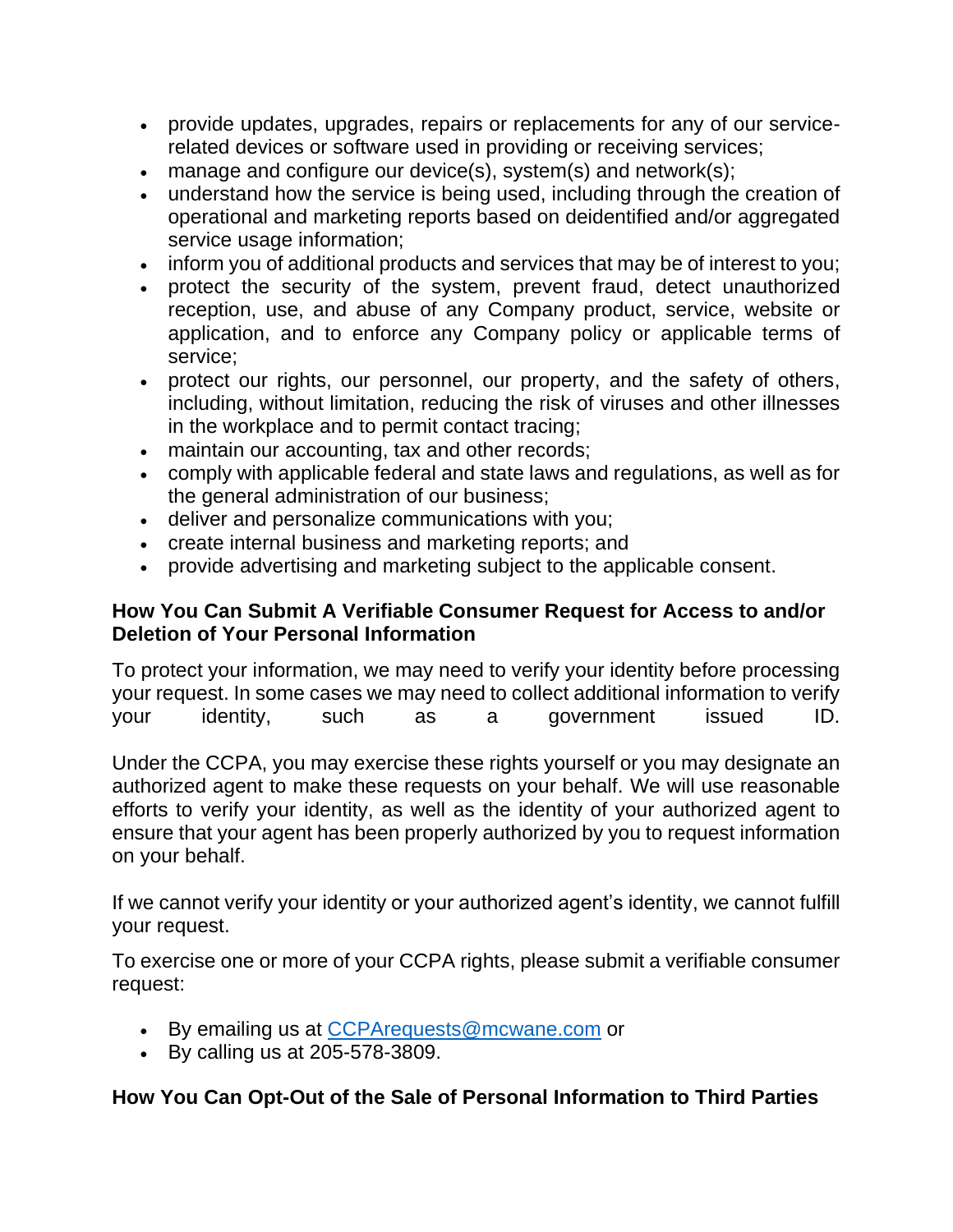- provide updates, upgrades, repairs or replacements for any of our service-related devices or software used in providing or receiving services;
- manage and configure our device(s), system(s) and network(s);
- understand how the service is being used, including through the creation of operational and marketing reports based on deidentified and/or aggregated service usage information;
- inform you of additional products and services that may be of interest to you;
- protect the security of the system, prevent fraud, detect unauthorized reception, use, and abuse of any Company product, service, website or application, and to enforce any Company policy or applicable terms of service;
- protect our rights, our personnel, our property, and the safety of others, including, without limitation, reducing the risk of viruses and other illnesses in the workplace and to permit contact tracing;
- maintain our accounting, tax and other records;
- comply with applicable federal and state laws and regulations, as well as for the general administration of our business;
- deliver and personalize communications with you;
- create internal business and marketing reports; and
- provide advertising and marketing subject to the applicable consent.

**How You Can Submit A Verifiable Consumer Request for Access to and/or Deletion of Your Personal Information**

To protect your information, we may need to verify your identity before processing your request. In some cases we may need to collect additional information to verify your identity, such as a government issued ID.

Under the CCPA, you may exercise these rights yourself or you may designate an authorized agent to make these requests on your behalf. We will use reasonable efforts to verify your identity, as well as the identity of your authorized agent to ensure that your agent has been properly authorized by you to request information on your behalf.

If we cannot verify your identity or your authorized agent's identity, we cannot fulfill your request.

To exercise one or more of your CCPA rights, please submit a verifiable consumer request:

- By emailing us at [CCPArequests@mcwane.com](mailto:CCPArequests@mcwane.com) or
- By calling us at 205-578-3809.

**How You Can Opt-Out of the Sale of Personal Information to Third Parties**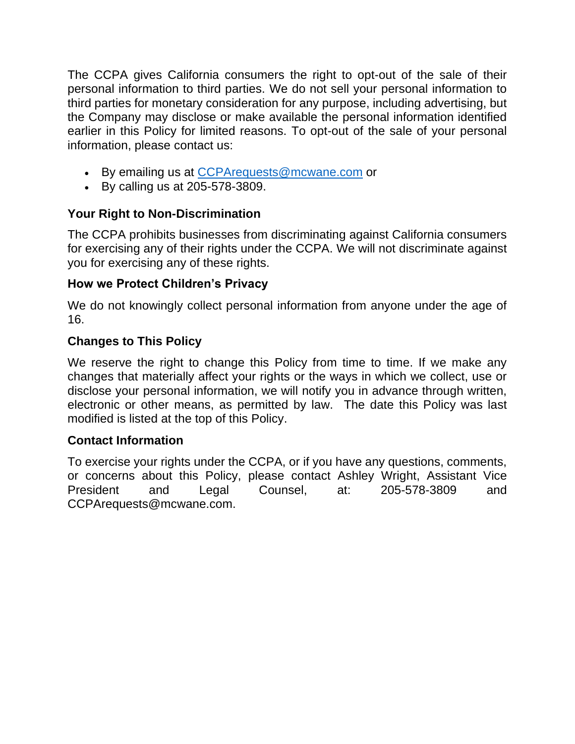The CCPA gives California consumers the right to opt-out of the sale of their personal information to third parties. We do not sell your personal information to third parties for monetary consideration for any purpose, including advertising, but the Company may disclose or make available the personal information identified earlier in this Policy for limited reasons. To opt-out of the sale of your personal information, please contact us:

- By emailing us at [CCPArequests@mcwane.com](mailto:CCPArequests@mcwane.com) or
- By calling us at 205-578-3809.

### Your Right to Non-Discrimination

The CCPA prohibits businesses from discriminating against California consumers for exercising any of their rights under the CCPA. We will not discriminate against you for exercising any of these rights.

### How we Protect Children's Privacy

We do not knowingly collect personal information from anyone under the age of 16.

### Changes to This Policy

We reserve the right to change this Policy from time to time. If we make any changes that materially affect your rights or the ways in which we collect, use or disclose your personal information, we will notify you in advance through written, electronic or other means, as permitted by law. The date this Policy was last modified is listed at the top of this Policy.

### Contact Information

To exercise your rights under the CCPA, or if you have any questions, comments, or concerns about this Policy, please contact Ashley Wright, Assistant Vice President and Legal Counsel, at: 205-578-3809 and CCPArequests@mcwane.com.